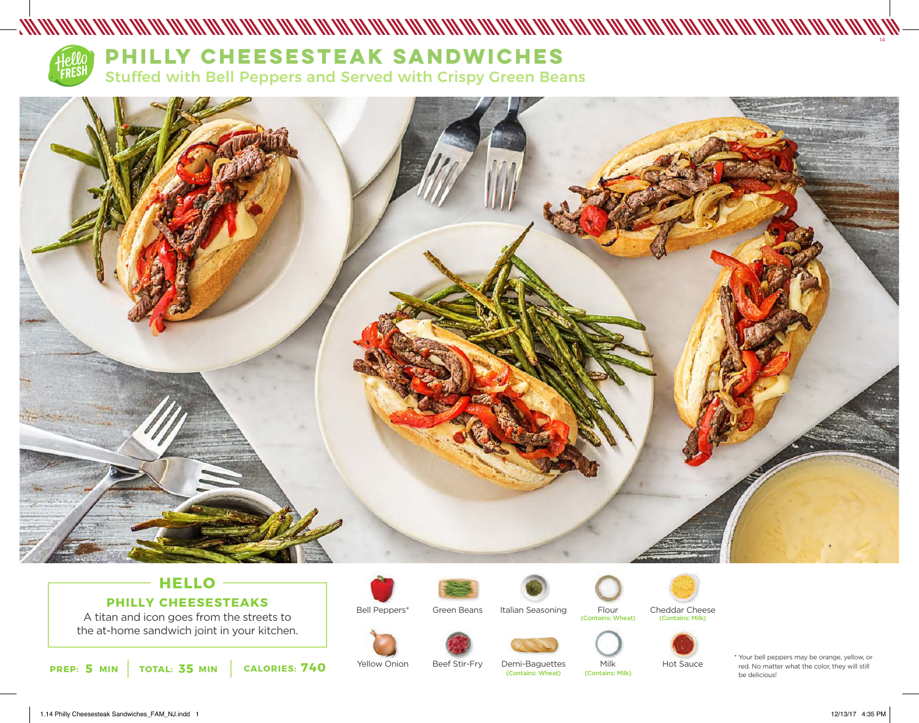# PHILLY CHEESESTEAK SANDWICHES

## Stuffed with Bell Peppers and Served with Crispy Green Beans

### HELLO

**PHILLY CHEESESTEAKS**

A titan and icon goes from the streets to the at-home sandwich joint in your kitchen.

**PREP: 5 MIN** | **TOTAL: 35 MIN** | **CALORIES: 740**

- Bell Peppers*
- Green Beans
- Italian Seasoning
- Flour (Contains: Wheat)
- Cheddar Cheese (Contains: Milk)
- Yellow Onion
- Beef Stir-Fry
- Demi-Baguettes (Contains: Wheat)
- Milk (Contains: Milk)
- Hot Sauce

* Your bell peppers may be orange, yellow, or red. No matter what the color, they will still be delicious!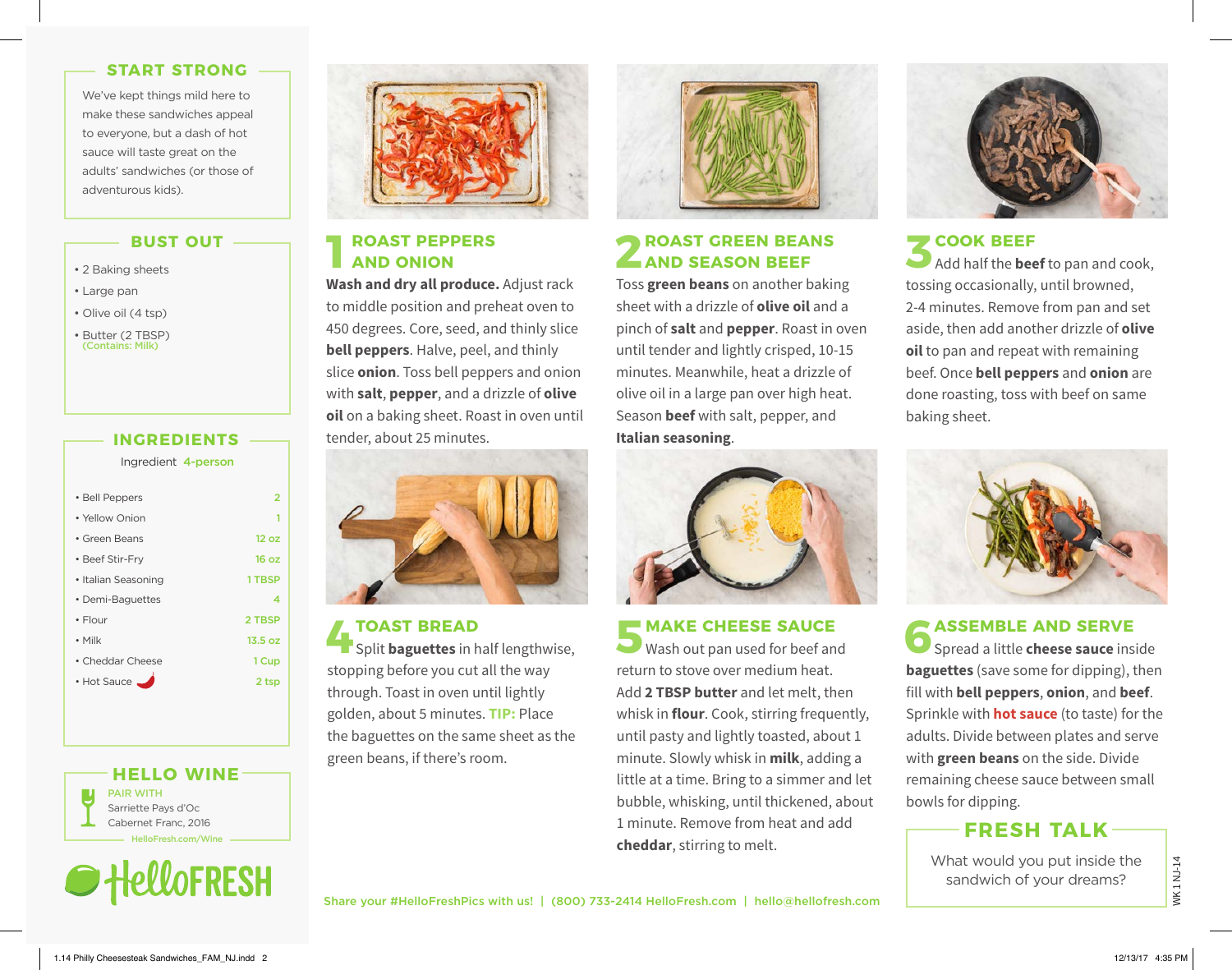## START STRONG

We've kept things mild here to make these sandwiches appeal to everyone, but a dash of hot sauce will taste great on the adults' sandwiches (or those of adventurous kids).

## BUST OUT

- 2 Baking sheets
- Large pan
- Olive oil (4 tsp)
- Butter (2 TBSP) (Contains: Milk)

## INGREDIENTS

| Ingredient | 4-person |
|---|---|
| • Bell Peppers | 2 |
| • Yellow Onion | 1 |
| • Green Beans | 12 oz |
| • Beef Stir-Fry | 16 oz |
| • Italian Seasoning | 1 TBSP |
| • Demi-Baguettes | 4 |
| • Flour | 2 TBSP |
| • Milk | 13.5 oz |
| • Cheddar Cheese | 1 Cup |
| • Hot Sauce | 2 tsp |

## HELLO WINE

PAIR WITH
Sarriette Pays d'Oc Cabernet Franc, 2016

HelloFresh.com/Wine

HelloFRESH

## 1 ROAST PEPPERS AND ONION

**Wash and dry all produce.** Adjust rack to middle position and preheat oven to 450 degrees. Core, seed, and thinly slice **bell peppers**. Halve, peel, and thinly slice **onion**. Toss bell peppers and onion with **salt**, **pepper**, and a drizzle of **olive oil** on a baking sheet. Roast in oven until tender, about 25 minutes.

## 2 ROAST GREEN BEANS AND SEASON BEEF

Toss **green beans** on another baking sheet with a drizzle of **olive oil** and a pinch of **salt** and **pepper**. Roast in oven until tender and lightly crisped, 10-15 minutes. Meanwhile, heat a drizzle of olive oil in a large pan over high heat. Season **beef** with salt, pepper, and **Italian seasoning**.

## 3 COOK BEEF

Add half the **beef** to pan and cook, tossing occasionally, until browned, 2-4 minutes. Remove from pan and set aside, then add another drizzle of **olive oil** to pan and repeat with remaining beef. Once **bell peppers** and **onion** are done roasting, toss with beef on same baking sheet.

## 4 TOAST BREAD

Split **baguettes** in half lengthwise, stopping before you cut all the way through. Toast in oven until lightly golden, about 5 minutes. **TIP:** Place the baguettes on the same sheet as the green beans, if there's room.

## 5 MAKE CHEESE SAUCE

Wash out pan used for beef and return to stove over medium heat. Add **2 TBSP butter** and let melt, then whisk in **flour**. Cook, stirring frequently, until pasty and lightly toasted, about 1 minute. Slowly whisk in **milk**, adding a little at a time. Bring to a simmer and let bubble, whisking, until thickened, about 1 minute. Remove from heat and add **cheddar**, stirring to melt.

## 6 ASSEMBLE AND SERVE

Spread a little **cheese sauce** inside **baguettes** (save some for dipping), then fill with **bell peppers**, **onion**, and **beef**. Sprinkle with **hot sauce** (to taste) for the adults. Divide between plates and serve with **green beans** on the side. Divide remaining cheese sauce between small bowls for dipping.

## FRESH TALK

What would you put inside the sandwich of your dreams?

Share your #HelloFreshPics with us! | (800) 733-2414 HelloFresh.com | hello@hellofresh.com

WK 1 NJ-14